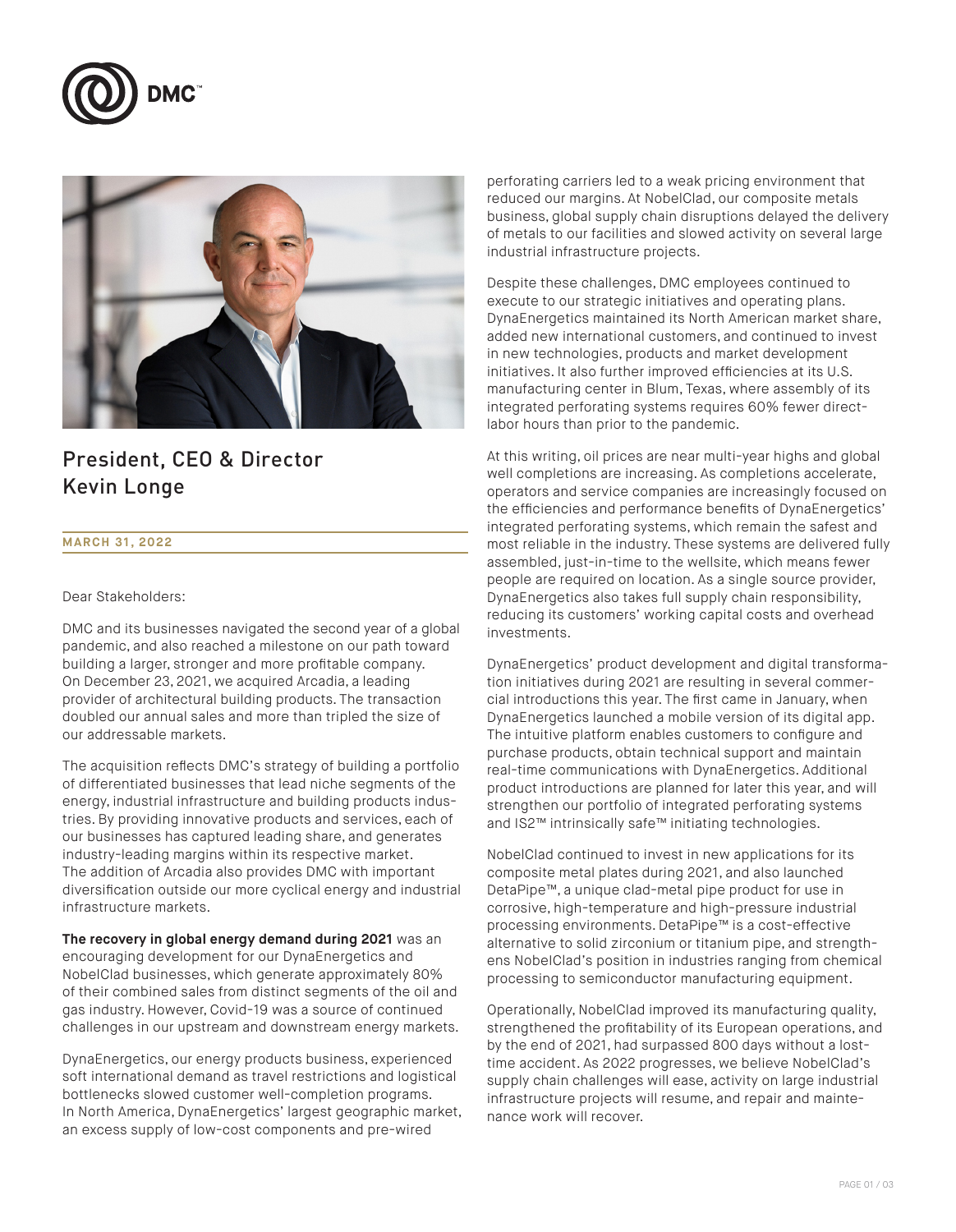DMC™

## President, CEO & Director Kevin Longe

**MARCH 31, 2022**

Dear Stakeholders:

DMC and its businesses navigated the second year of a global pandemic, and also reached a milestone on our path toward building a larger, stronger and more profitable company. On December 23, 2021, we acquired Arcadia, a leading provider of architectural building products. The transaction doubled our annual sales and more than tripled the size of our addressable markets.

The acquisition reflects DMC's strategy of building a portfolio of differentiated businesses that lead niche segments of the energy, industrial infrastructure and building products industries. By providing innovative products and services, each of our businesses has captured leading share, and generates industry-leading margins within its respective market. The addition of Arcadia also provides DMC with important diversification outside our more cyclical energy and industrial infrastructure markets.

**The recovery in global energy demand during 2021** was an encouraging development for our DynaEnergetics and NobelClad businesses, which generate approximately 80% of their combined sales from distinct segments of the oil and gas industry. However, Covid-19 was a source of continued challenges in our upstream and downstream energy markets.

DynaEnergetics, our energy products business, experienced soft international demand as travel restrictions and logistical bottlenecks slowed customer well-completion programs. In North America, DynaEnergetics' largest geographic market, an excess supply of low-cost components and pre-wired perforating carriers led to a weak pricing environment that reduced our margins. At NobelClad, our composite metals business, global supply chain disruptions delayed the delivery of metals to our facilities and slowed activity on several large industrial infrastructure projects.

Despite these challenges, DMC employees continued to execute to our strategic initiatives and operating plans. DynaEnergetics maintained its North American market share, added new international customers, and continued to invest in new technologies, products and market development initiatives. It also further improved efficiencies at its U.S. manufacturing center in Blum, Texas, where assembly of its integrated perforating systems requires 60% fewer direct-labor hours than prior to the pandemic.

At this writing, oil prices are near multi-year highs and global well completions are increasing. As completions accelerate, operators and service companies are increasingly focused on the efficiencies and performance benefits of DynaEnergetics' integrated perforating systems, which remain the safest and most reliable in the industry. These systems are delivered fully assembled, just-in-time to the wellsite, which means fewer people are required on location. As a single source provider, DynaEnergetics also takes full supply chain responsibility, reducing its customers' working capital costs and overhead investments.

DynaEnergetics' product development and digital transformation initiatives during 2021 are resulting in several commercial introductions this year. The first came in January, when DynaEnergetics launched a mobile version of its digital app. The intuitive platform enables customers to configure and purchase products, obtain technical support and maintain real-time communications with DynaEnergetics. Additional product introductions are planned for later this year, and will strengthen our portfolio of integrated perforating systems and IS2™ intrinsically safe™ initiating technologies.

NobelClad continued to invest in new applications for its composite metal plates during 2021, and also launched DetaPipe™, a unique clad-metal pipe product for use in corrosive, high-temperature and high-pressure industrial processing environments. DetaPipe™ is a cost-effective alternative to solid zirconium or titanium pipe, and strengthens NobelClad's position in industries ranging from chemical processing to semiconductor manufacturing equipment.

Operationally, NobelClad improved its manufacturing quality, strengthened the profitability of its European operations, and by the end of 2021, had surpassed 800 days without a lost-time accident. As 2022 progresses, we believe NobelClad's supply chain challenges will ease, activity on large industrial infrastructure projects will resume, and repair and maintenance work will recover.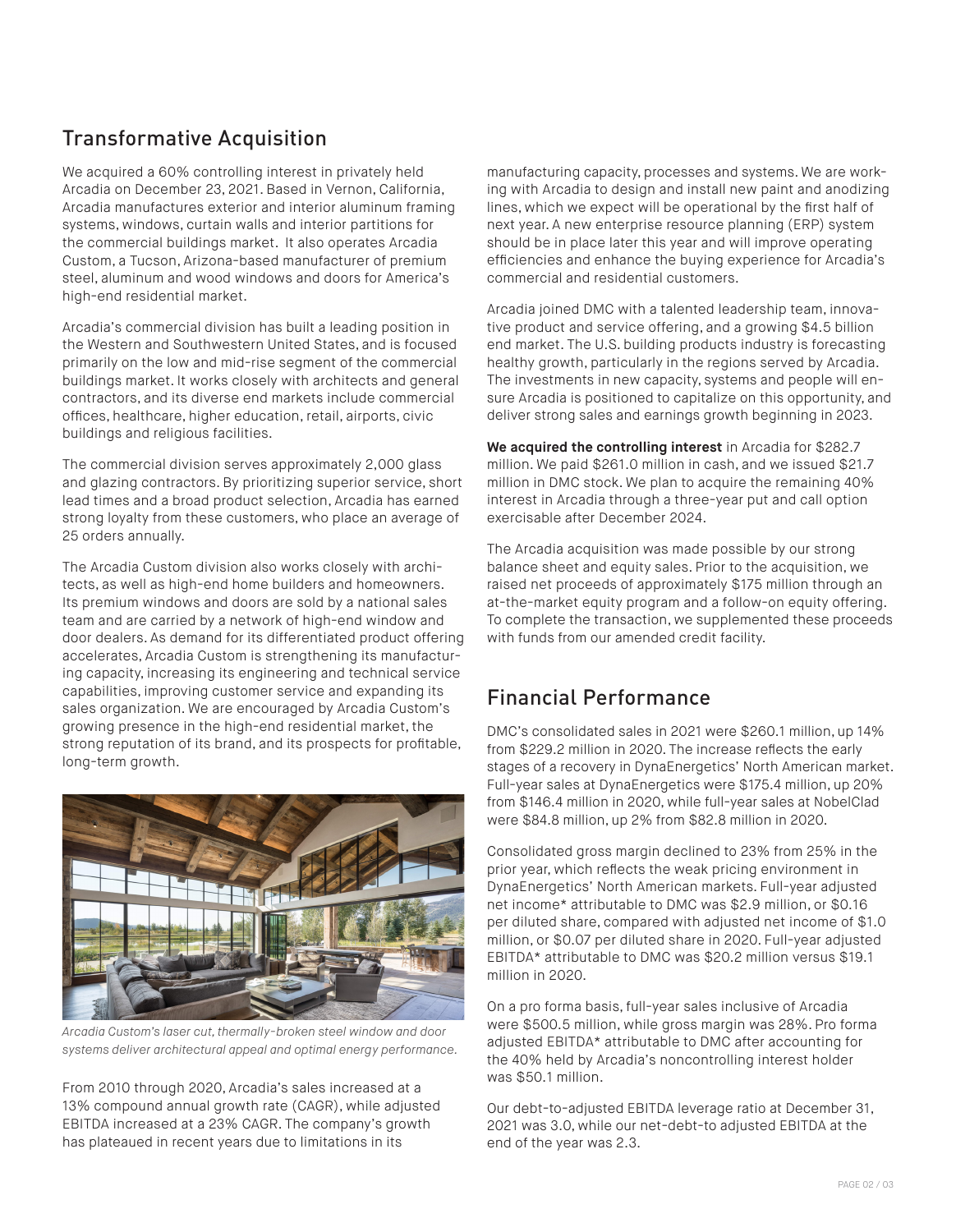## Transformative Acquisition

We acquired a 60% controlling interest in privately held Arcadia on December 23, 2021. Based in Vernon, California, Arcadia manufactures exterior and interior aluminum framing systems, windows, curtain walls and interior partitions for the commercial buildings market. It also operates Arcadia Custom, a Tucson, Arizona-based manufacturer of premium steel, aluminum and wood windows and doors for America's high-end residential market.

Arcadia's commercial division has built a leading position in the Western and Southwestern United States, and is focused primarily on the low and mid-rise segment of the commercial buildings market. It works closely with architects and general contractors, and its diverse end markets include commercial offices, healthcare, higher education, retail, airports, civic buildings and religious facilities.

The commercial division serves approximately 2,000 glass and glazing contractors. By prioritizing superior service, short lead times and a broad product selection, Arcadia has earned strong loyalty from these customers, who place an average of 25 orders annually.

The Arcadia Custom division also works closely with architects, as well as high-end home builders and homeowners. Its premium windows and doors are sold by a national sales team and are carried by a network of high-end window and door dealers. As demand for its differentiated product offering accelerates, Arcadia Custom is strengthening its manufacturing capacity, increasing its engineering and technical service capabilities, improving customer service and expanding its sales organization. We are encouraged by Arcadia Custom's growing presence in the high-end residential market, the strong reputation of its brand, and its prospects for profitable, long-term growth.

*Arcadia Custom's laser cut, thermally-broken steel window and door systems deliver architectural appeal and optimal energy performance.*

From 2010 through 2020, Arcadia's sales increased at a 13% compound annual growth rate (CAGR), while adjusted EBITDA increased at a 23% CAGR. The company's growth has plateaued in recent years due to limitations in its manufacturing capacity, processes and systems. We are working with Arcadia to design and install new paint and anodizing lines, which we expect will be operational by the first half of next year. A new enterprise resource planning (ERP) system should be in place later this year and will improve operating efficiencies and enhance the buying experience for Arcadia's commercial and residential customers.

Arcadia joined DMC with a talented leadership team, innovative product and service offering, and a growing $4.5 billion end market. The U.S. building products industry is forecasting healthy growth, particularly in the regions served by Arcadia. The investments in new capacity, systems and people will ensure Arcadia is positioned to capitalize on this opportunity, and deliver strong sales and earnings growth beginning in 2023.

**We acquired the controlling interest** in Arcadia for $282.7 million. We paid $261.0 million in cash, and we issued $21.7 million in DMC stock. We plan to acquire the remaining 40% interest in Arcadia through a three-year put and call option exercisable after December 2024.

The Arcadia acquisition was made possible by our strong balance sheet and equity sales. Prior to the acquisition, we raised net proceeds of approximately $175 million through an at-the-market equity program and a follow-on equity offering. To complete the transaction, we supplemented these proceeds with funds from our amended credit facility.

## Financial Performance

DMC's consolidated sales in 2021 were $260.1 million, up 14% from $229.2 million in 2020. The increase reflects the early stages of a recovery in DynaEnergetics' North American market. Full-year sales at DynaEnergetics were $175.4 million, up 20% from $146.4 million in 2020, while full-year sales at NobelClad were $84.8 million, up 2% from $82.8 million in 2020.

Consolidated gross margin declined to 23% from 25% in the prior year, which reflects the weak pricing environment in DynaEnergetics' North American markets. Full-year adjusted net income* attributable to DMC was $2.9 million, or $0.16 per diluted share, compared with adjusted net income of $1.0 million, or $0.07 per diluted share in 2020. Full-year adjusted EBITDA* attributable to DMC was $20.2 million versus $19.1 million in 2020.

On a pro forma basis, full-year sales inclusive of Arcadia were $500.5 million, while gross margin was 28%. Pro forma adjusted EBITDA* attributable to DMC after accounting for the 40% held by Arcadia's noncontrolling interest holder was $50.1 million.

Our debt-to-adjusted EBITDA leverage ratio at December 31, 2021 was 3.0, while our net-debt-to adjusted EBITDA at the end of the year was 2.3.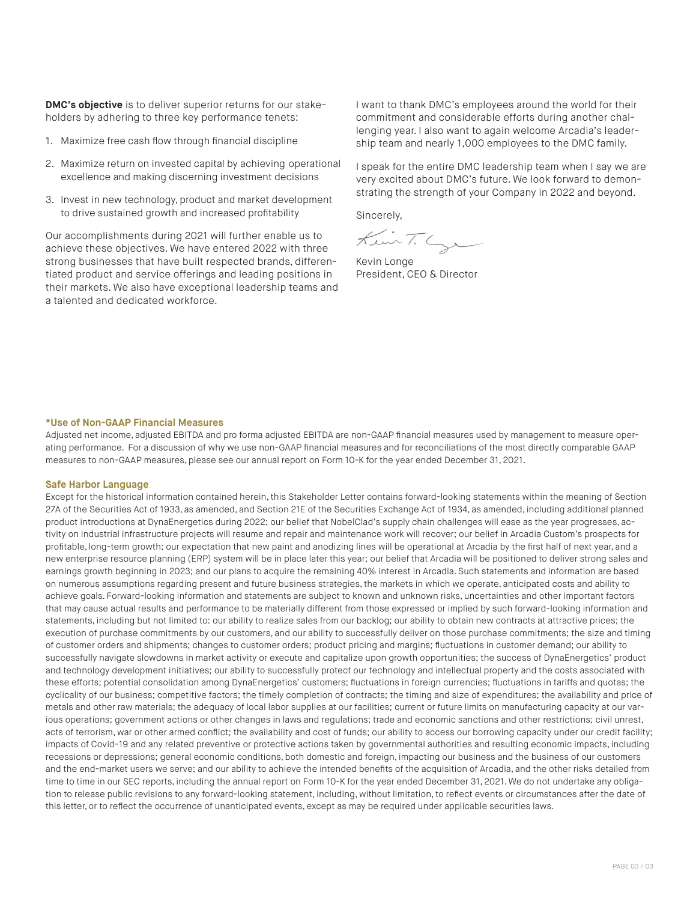**DMC's objective** is to deliver superior returns for our stakeholders by adhering to three key performance tenets:

1. Maximize free cash flow through financial discipline
2. Maximize return on invested capital by achieving operational excellence and making discerning investment decisions
3. Invest in new technology, product and market development to drive sustained growth and increased profitability

Our accomplishments during 2021 will further enable us to achieve these objectives. We have entered 2022 with three strong businesses that have built respected brands, differentiated product and service offerings and leading positions in their markets. We also have exceptional leadership teams and a talented and dedicated workforce.

I want to thank DMC's employees around the world for their commitment and considerable efforts during another challenging year. I also want to again welcome Arcadia's leadership team and nearly 1,000 employees to the DMC family.

I speak for the entire DMC leadership team when I say we are very excited about DMC's future. We look forward to demonstrating the strength of your Company in 2022 and beyond.

Sincerely,

Kevin Longe
President, CEO & Director

**\*Use of Non-GAAP Financial Measures**

Adjusted net income, adjusted EBITDA and pro forma adjusted EBITDA are non-GAAP financial measures used by management to measure operating performance. For a discussion of why we use non-GAAP financial measures and for reconciliations of the most directly comparable GAAP measures to non-GAAP measures, please see our annual report on Form 10-K for the year ended December 31, 2021.

**Safe Harbor Language**

Except for the historical information contained herein, this Stakeholder Letter contains forward-looking statements within the meaning of Section 27A of the Securities Act of 1933, as amended, and Section 21E of the Securities Exchange Act of 1934, as amended, including additional planned product introductions at DynaEnergetics during 2022; our belief that NobelClad's supply chain challenges will ease as the year progresses, activity on industrial infrastructure projects will resume and repair and maintenance work will recover; our belief in Arcadia Custom's prospects for profitable, long-term growth; our expectation that new paint and anodizing lines will be operational at Arcadia by the first half of next year, and a new enterprise resource planning (ERP) system will be in place later this year; our belief that Arcadia will be positioned to deliver strong sales and earnings growth beginning in 2023; and our plans to acquire the remaining 40% interest in Arcadia. Such statements and information are based on numerous assumptions regarding present and future business strategies, the markets in which we operate, anticipated costs and ability to achieve goals. Forward-looking information and statements are subject to known and unknown risks, uncertainties and other important factors that may cause actual results and performance to be materially different from those expressed or implied by such forward-looking information and statements, including but not limited to: our ability to realize sales from our backlog; our ability to obtain new contracts at attractive prices; the execution of purchase commitments by our customers, and our ability to successfully deliver on those purchase commitments; the size and timing of customer orders and shipments; changes to customer orders; product pricing and margins; fluctuations in customer demand; our ability to successfully navigate slowdowns in market activity or execute and capitalize upon growth opportunities; the success of DynaEnergetics' product and technology development initiatives; our ability to successfully protect our technology and intellectual property and the costs associated with these efforts; potential consolidation among DynaEnergetics' customers; fluctuations in foreign currencies; fluctuations in tariffs and quotas; the cyclicality of our business; competitive factors; the timely completion of contracts; the timing and size of expenditures; the availability and price of metals and other raw materials; the adequacy of local labor supplies at our facilities; current or future limits on manufacturing capacity at our various operations; government actions or other changes in laws and regulations; trade and economic sanctions and other restrictions; civil unrest, acts of terrorism, war or other armed conflict; the availability and cost of funds; our ability to access our borrowing capacity under our credit facility; impacts of Covid-19 and any related preventive or protective actions taken by governmental authorities and resulting economic impacts, including recessions or depressions; general economic conditions, both domestic and foreign, impacting our business and the business of our customers and the end-market users we serve; and our ability to achieve the intended benefits of the acquisition of Arcadia, and the other risks detailed from time to time in our SEC reports, including the annual report on Form 10-K for the year ended December 31, 2021. We do not undertake any obligation to release public revisions to any forward-looking statement, including, without limitation, to reflect events or circumstances after the date of this letter, or to reflect the occurrence of unanticipated events, except as may be required under applicable securities laws.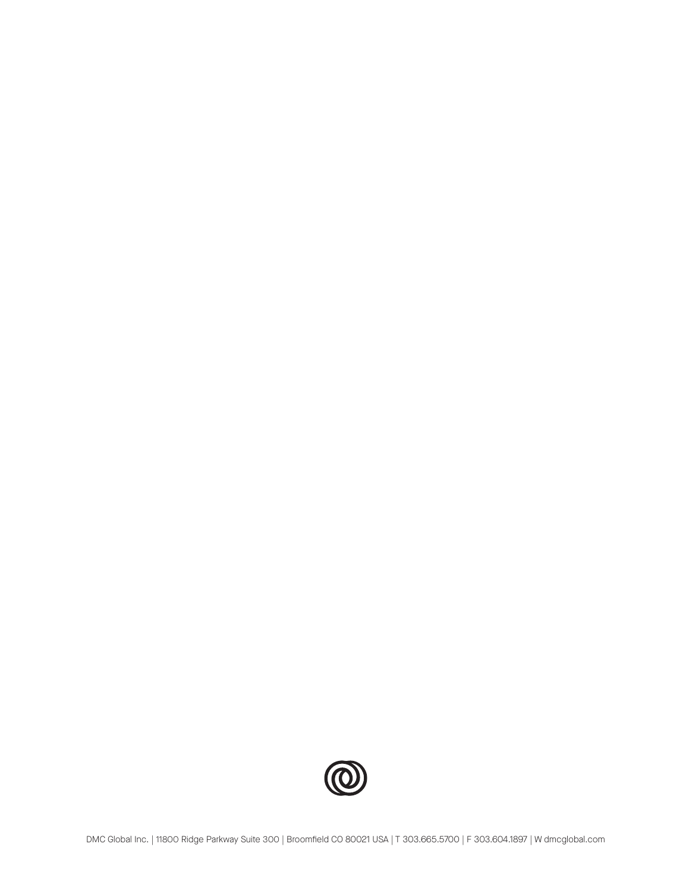DMC Global Inc. | 11800 Ridge Parkway Suite 300 | Broomfield CO 80021 USA | T 303.665.5700 | F 303.604.1897 | W dmcglobal.com